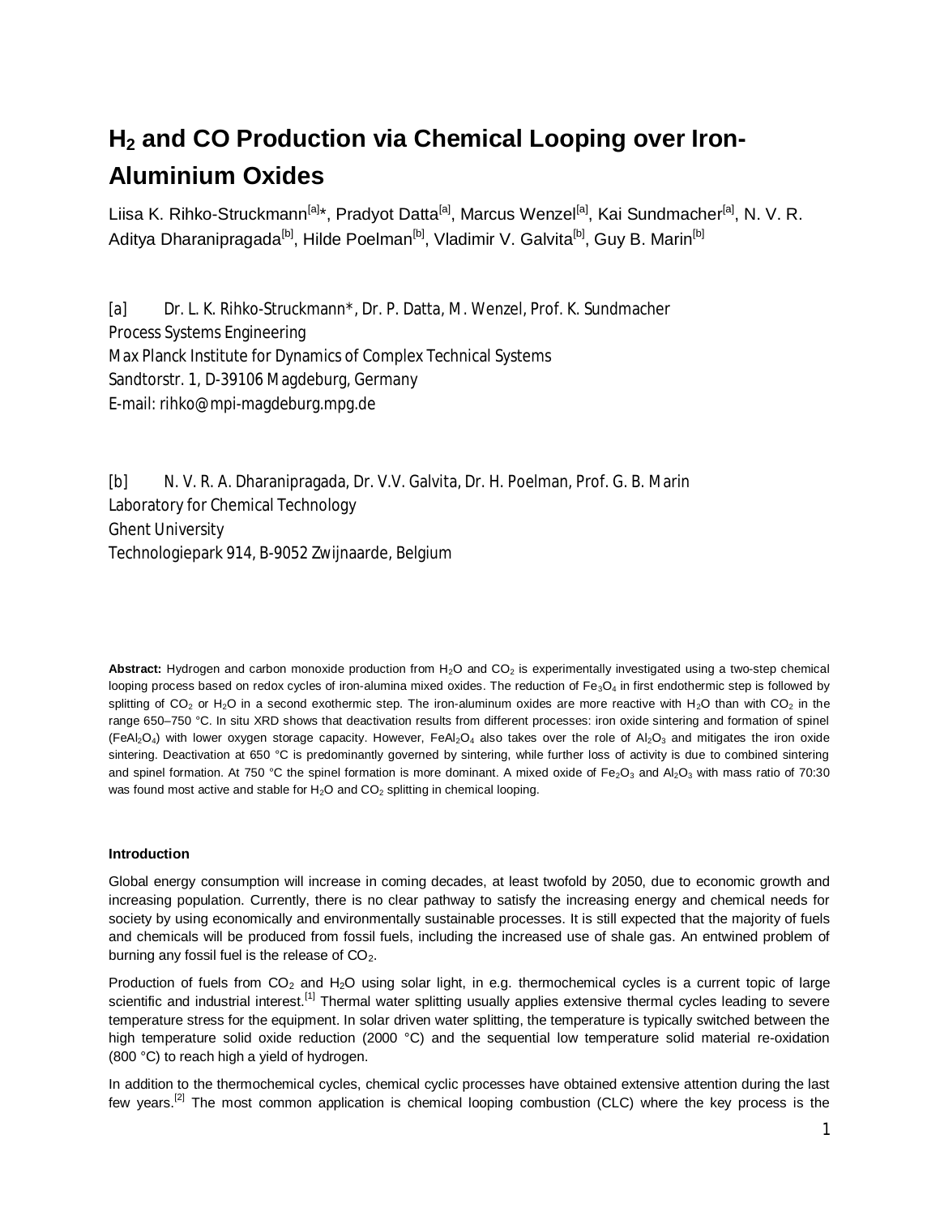# $H_2$ and CO Production via Chemical Looping over Iron-Aluminium Oxides

Liisa K. Rihko-Struckmann[a]*, Pradyot Datta[a], Marcus Wenzel[a], Kai Sundmacher[a], N. V. R. Aditya Dharanipragada[b], Hilde Poelman[b], Vladimir V. Galvita[b], Guy B. Marin[b]

[a] Dr. L. K. Rihko-Struckmann*, Dr. P. Datta, M. Wenzel, Prof. K. Sundmacher
Process Systems Engineering
Max Planck Institute for Dynamics of Complex Technical Systems
Sandtorstr. 1, D-39106 Magdeburg, Germany
E-mail: rihko@mpi-magdeburg.mpg.de

[b] N. V. R. A. Dharanipragada, Dr. V.V. Galvita, Dr. H. Poelman, Prof. G. B. Marin
Laboratory for Chemical Technology
Ghent University
Technologiepark 914, B-9052 Zwijnaarde, Belgium

**Abstract:** Hydrogen and carbon monoxide production from $H_2O$ and $CO_2$ is experimentally investigated using a two-step chemical looping process based on redox cycles of iron-alumina mixed oxides. The reduction of $Fe_3O_4$ in first endothermic step is followed by splitting of $CO_2$ or $H_2O$ in a second exothermic step. The iron-aluminum oxides are more reactive with $H_2O$ than with $CO_2$ in the range 650–750 °C. In situ XRD shows that deactivation results from different processes: iron oxide sintering and formation of spinel ($FeAl_2O_4$) with lower oxygen storage capacity. However, $FeAl_2O_4$ also takes over the role of $Al_2O_3$ and mitigates the iron oxide sintering. Deactivation at 650 °C is predominantly governed by sintering, while further loss of activity is due to combined sintering and spinel formation. At 750 °C the spinel formation is more dominant. A mixed oxide of $Fe_2O_3$ and $Al_2O_3$ with mass ratio of 70:30 was found most active and stable for $H_2O$ and $CO_2$ splitting in chemical looping.

## Introduction

Global energy consumption will increase in coming decades, at least twofold by 2050, due to economic growth and increasing population. Currently, there is no clear pathway to satisfy the increasing energy and chemical needs for society by using economically and environmentally sustainable processes. It is still expected that the majority of fuels and chemicals will be produced from fossil fuels, including the increased use of shale gas. An entwined problem of burning any fossil fuel is the release of $CO_2$.

Production of fuels from $CO_2$ and $H_2O$ using solar light, in e.g. thermochemical cycles is a current topic of large scientific and industrial interest.[1] Thermal water splitting usually applies extensive thermal cycles leading to severe temperature stress for the equipment. In solar driven water splitting, the temperature is typically switched between the high temperature solid oxide reduction (2000 °C) and the sequential low temperature solid material re-oxidation (800 °C) to reach high a yield of hydrogen.

In addition to the thermochemical cycles, chemical cyclic processes have obtained extensive attention during the last few years.[2] The most common application is chemical looping combustion (CLC) where the key process is the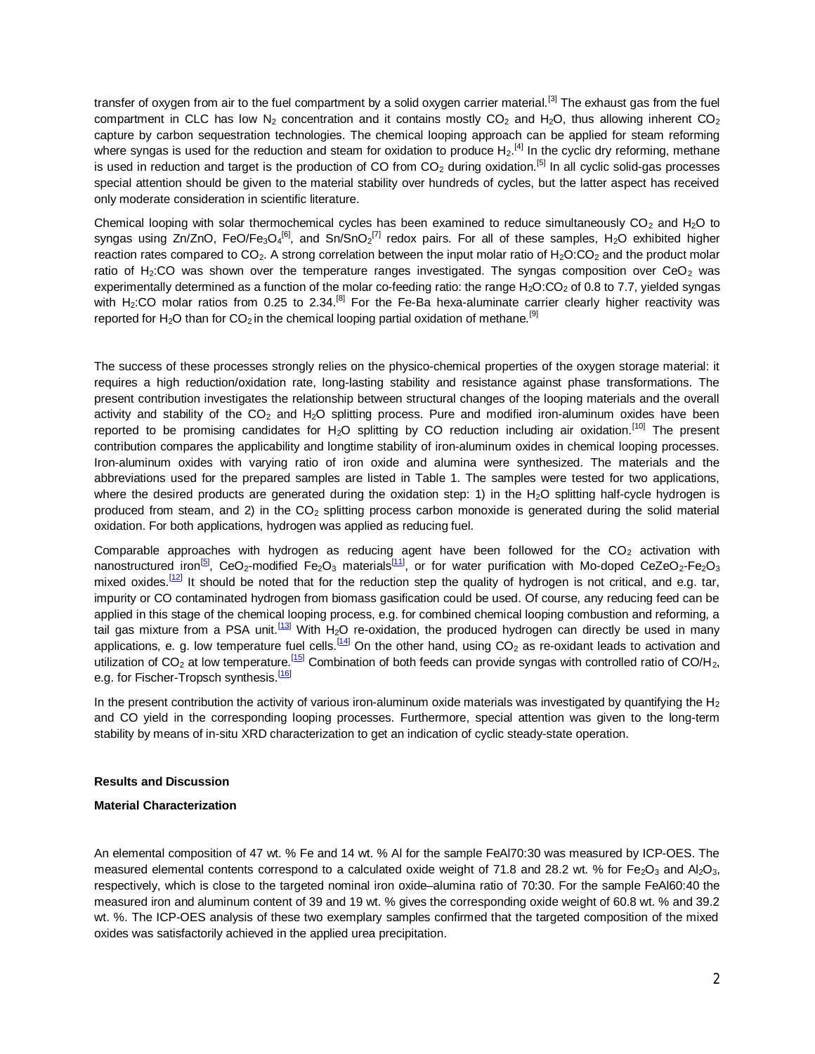transfer of oxygen from air to the fuel compartment by a solid oxygen carrier material.[3] The exhaust gas from the fuel compartment in CLC has low $N_2$ concentration and it contains mostly $CO_2$ and $H_2O$, thus allowing inherent $CO_2$ capture by carbon sequestration technologies. The chemical looping approach can be applied for steam reforming where syngas is used for the reduction and steam for oxidation to produce $H_2$.[4] In the cyclic dry reforming, methane is used in reduction and target is the production of CO from $CO_2$ during oxidation.[5] In all cyclic solid-gas processes special attention should be given to the material stability over hundreds of cycles, but the latter aspect has received only moderate consideration in scientific literature.

Chemical looping with solar thermochemical cycles has been examined to reduce simultaneously $CO_2$ and $H_2O$ to syngas using Zn/ZnO, FeO/$Fe_3O_4$[6], and Sn/$SnO_2$[7] redox pairs. For all of these samples, $H_2O$ exhibited higher reaction rates compared to $CO_2$. A strong correlation between the input molar ratio of $H_2O$:$CO_2$ and the product molar ratio of $H_2$:CO was shown over the temperature ranges investigated. The syngas composition over $CeO_2$ was experimentally determined as a function of the molar co-feeding ratio: the range $H_2O$:$CO_2$ of 0.8 to 7.7, yielded syngas with $H_2$:CO molar ratios from 0.25 to 2.34.[8] For the Fe-Ba hexa-aluminate carrier clearly higher reactivity was reported for $H_2O$ than for $CO_2$ in the chemical looping partial oxidation of methane.[9]

The success of these processes strongly relies on the physico-chemical properties of the oxygen storage material: it requires a high reduction/oxidation rate, long-lasting stability and resistance against phase transformations. The present contribution investigates the relationship between structural changes of the looping materials and the overall activity and stability of the $CO_2$ and $H_2O$ splitting process. Pure and modified iron-aluminum oxides have been reported to be promising candidates for $H_2O$ splitting by CO reduction including air oxidation.[10] The present contribution compares the applicability and longtime stability of iron-aluminum oxides in chemical looping processes. Iron-aluminum oxides with varying ratio of iron oxide and alumina were synthesized. The materials and the abbreviations used for the prepared samples are listed in Table 1. The samples were tested for two applications, where the desired products are generated during the oxidation step: 1) in the $H_2O$ splitting half-cycle hydrogen is produced from steam, and 2) in the $CO_2$ splitting process carbon monoxide is generated during the solid material oxidation. For both applications, hydrogen was applied as reducing fuel.

Comparable approaches with hydrogen as reducing agent have been followed for the $CO_2$ activation with nanostructured iron[5], $CeO_2$-modified $Fe_2O_3$ materials[11], or for water purification with Mo-doped $CeZeO_2$-$Fe_2O_3$ mixed oxides.[12] It should be noted that for the reduction step the quality of hydrogen is not critical, and e.g. tar, impurity or CO contaminated hydrogen from biomass gasification could be used. Of course, any reducing feed can be applied in this stage of the chemical looping process, e.g. for combined chemical looping combustion and reforming, a tail gas mixture from a PSA unit.[13] With $H_2O$ re-oxidation, the produced hydrogen can directly be used in many applications, e. g. low temperature fuel cells.[14] On the other hand, using $CO_2$ as re-oxidant leads to activation and utilization of $CO_2$ at low temperature.[15] Combination of both feeds can provide syngas with controlled ratio of CO/$H_2$, e.g. for Fischer-Tropsch synthesis.[16]

In the present contribution the activity of various iron-aluminum oxide materials was investigated by quantifying the $H_2$ and CO yield in the corresponding looping processes. Furthermore, special attention was given to the long-term stability by means of in-situ XRD characterization to get an indication of cyclic steady-state operation.

## Results and Discussion

### Material Characterization

An elemental composition of 47 wt. % Fe and 14 wt. % Al for the sample FeAl70:30 was measured by ICP-OES. The measured elemental contents correspond to a calculated oxide weight of 71.8 and 28.2 wt. % for $Fe_2O_3$ and $Al_2O_3$, respectively, which is close to the targeted nominal iron oxide–alumina ratio of 70:30. For the sample FeAl60:40 the measured iron and aluminum content of 39 and 19 wt. % gives the corresponding oxide weight of 60.8 wt. % and 39.2 wt. %. The ICP-OES analysis of these two exemplary samples confirmed that the targeted composition of the mixed oxides was satisfactorily achieved in the applied urea precipitation.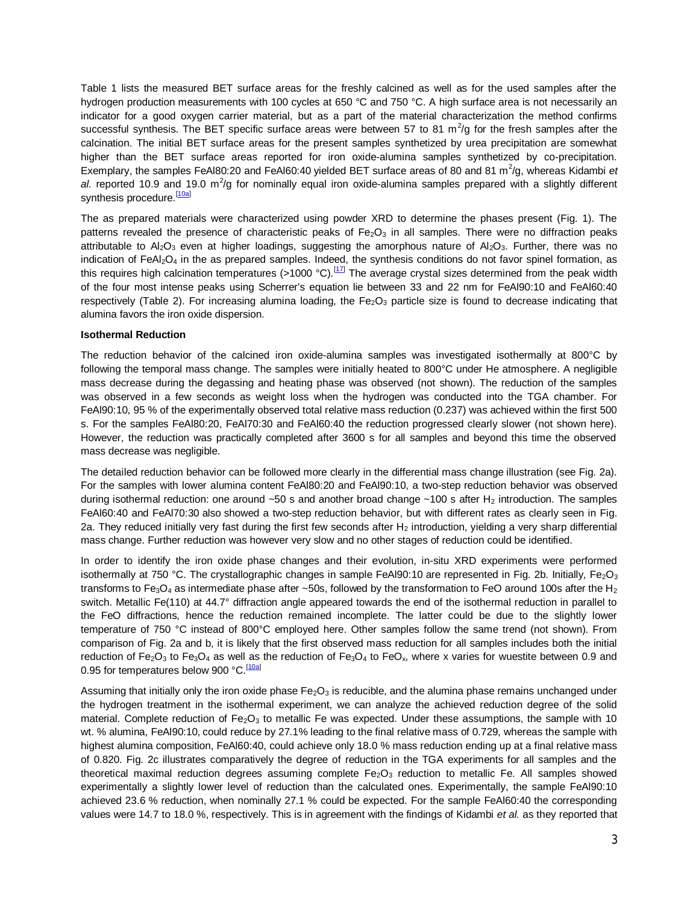Table 1 lists the measured BET surface areas for the freshly calcined as well as for the used samples after the hydrogen production measurements with 100 cycles at 650 °C and 750 °C. A high surface area is not necessarily an indicator for a good oxygen carrier material, but as a part of the material characterization the method confirms successful synthesis. The BET specific surface areas were between 57 to 81 $m^2/g$ for the fresh samples after the calcination. The initial BET surface areas for the present samples synthetized by urea precipitation are somewhat higher than the BET surface areas reported for iron oxide-alumina samples synthetized by co-precipitation. Exemplary, the samples FeAl80:20 and FeAl60:40 yielded BET surface areas of 80 and 81 $m^2/g$, whereas Kidambi *et al.* reported 10.9 and 19.0 $m^2/g$ for nominally equal iron oxide-alumina samples prepared with a slightly different synthesis procedure.[10a]

The as prepared materials were characterized using powder XRD to determine the phases present (Fig. 1). The patterns revealed the presence of characteristic peaks of $Fe_2O_3$ in all samples. There were no diffraction peaks attributable to $Al_2O_3$ even at higher loadings, suggesting the amorphous nature of $Al_2O_3$. Further, there was no indication of $FeAl_2O_4$ in the as prepared samples. Indeed, the synthesis conditions do not favor spinel formation, as this requires high calcination temperatures (>1000 °C).[17] The average crystal sizes determined from the peak width of the four most intense peaks using Scherrer's equation lie between 33 and 22 nm for FeAl90:10 and FeAl60:40 respectively (Table 2). For increasing alumina loading, the $Fe_2O_3$ particle size is found to decrease indicating that alumina favors the iron oxide dispersion.

**Isothermal Reduction**

The reduction behavior of the calcined iron oxide-alumina samples was investigated isothermally at 800°C by following the temporal mass change. The samples were initially heated to 800°C under He atmosphere. A negligible mass decrease during the degassing and heating phase was observed (not shown). The reduction of the samples was observed in a few seconds as weight loss when the hydrogen was conducted into the TGA chamber. For FeAl90:10, 95 % of the experimentally observed total relative mass reduction (0.237) was achieved within the first 500 s. For the samples FeAl80:20, FeAl70:30 and FeAl60:40 the reduction progressed clearly slower (not shown here). However, the reduction was practically completed after 3600 s for all samples and beyond this time the observed mass decrease was negligible.

The detailed reduction behavior can be followed more clearly in the differential mass change illustration (see Fig. 2a). For the samples with lower alumina content FeAl80:20 and FeAl90:10, a two-step reduction behavior was observed during isothermal reduction: one around ~50 s and another broad change ~100 s after $H_2$ introduction. The samples FeAl60:40 and FeAl70:30 also showed a two-step reduction behavior, but with different rates as clearly seen in Fig. 2a. They reduced initially very fast during the first few seconds after $H_2$ introduction, yielding a very sharp differential mass change. Further reduction was however very slow and no other stages of reduction could be identified.

In order to identify the iron oxide phase changes and their evolution, in-situ XRD experiments were performed isothermally at 750 °C. The crystallographic changes in sample FeAl90:10 are represented in Fig. 2b. Initially, $Fe_2O_3$ transforms to $Fe_3O_4$ as intermediate phase after ~50s, followed by the transformation to FeO around 100s after the $H_2$ switch. Metallic Fe(110) at 44.7° diffraction angle appeared towards the end of the isothermal reduction in parallel to the FeO diffractions, hence the reduction remained incomplete. The latter could be due to the slightly lower temperature of 750 °C instead of 800°C employed here. Other samples follow the same trend (not shown). From comparison of Fig. 2a and b, it is likely that the first observed mass reduction for all samples includes both the initial reduction of $Fe_2O_3$ to $Fe_3O_4$ as well as the reduction of $Fe_3O_4$ to $FeO_x$, where x varies for wuestite between 0.9 and 0.95 for temperatures below 900 °C.[10a]

Assuming that initially only the iron oxide phase $Fe_2O_3$ is reducible, and the alumina phase remains unchanged under the hydrogen treatment in the isothermal experiment, we can analyze the achieved reduction degree of the solid material. Complete reduction of $Fe_2O_3$ to metallic Fe was expected. Under these assumptions, the sample with 10 wt. % alumina, FeAl90:10, could reduce by 27.1% leading to the final relative mass of 0.729, whereas the sample with highest alumina composition, FeAl60:40, could achieve only 18.0 % mass reduction ending up at a final relative mass of 0.820. Fig. 2c illustrates comparatively the degree of reduction in the TGA experiments for all samples and the theoretical maximal reduction degrees assuming complete $Fe_2O_3$ reduction to metallic Fe. All samples showed experimentally a slightly lower level of reduction than the calculated ones. Experimentally, the sample FeAl90:10 achieved 23.6 % reduction, when nominally 27.1 % could be expected. For the sample FeAl60:40 the corresponding values were 14.7 to 18.0 %, respectively. This is in agreement with the findings of Kidambi *et al.* as they reported that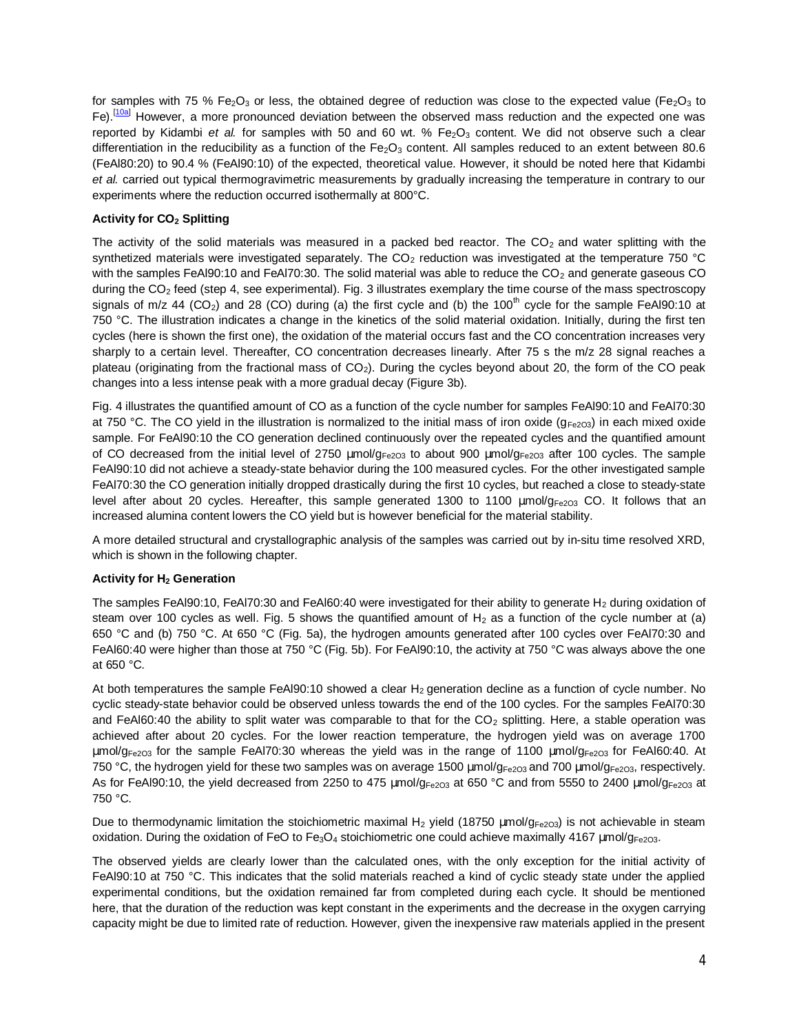for samples with 75 % $Fe_2O_3$ or less, the obtained degree of reduction was close to the expected value ($Fe_2O_3$ to Fe).[10a] However, a more pronounced deviation between the observed mass reduction and the expected one was reported by Kidambi *et al.* for samples with 50 and 60 wt. % $Fe_2O_3$ content. We did not observe such a clear differentiation in the reducibility as a function of the $Fe_2O_3$ content. All samples reduced to an extent between 80.6 (FeAl80:20) to 90.4 % (FeAl90:10) of the expected, theoretical value. However, it should be noted here that Kidambi *et al.* carried out typical thermogravimetric measurements by gradually increasing the temperature in contrary to our experiments where the reduction occurred isothermally at 800°C.

**Activity for $CO_2$ Splitting**

The activity of the solid materials was measured in a packed bed reactor. The $CO_2$ and water splitting with the synthetized materials were investigated separately. The $CO_2$ reduction was investigated at the temperature 750 °C with the samples FeAl90:10 and FeAl70:30. The solid material was able to reduce the $CO_2$ and generate gaseous CO during the $CO_2$ feed (step 4, see experimental). Fig. 3 illustrates exemplary the time course of the mass spectroscopy signals of m/z 44 ($CO_2$) and 28 (CO) during (a) the first cycle and (b) the 100th cycle for the sample FeAl90:10 at 750 °C. The illustration indicates a change in the kinetics of the solid material oxidation. Initially, during the first ten cycles (here is shown the first one), the oxidation of the material occurs fast and the CO concentration increases very sharply to a certain level. Thereafter, CO concentration decreases linearly. After 75 s the m/z 28 signal reaches a plateau (originating from the fractional mass of $CO_2$). During the cycles beyond about 20, the form of the CO peak changes into a less intense peak with a more gradual decay (Figure 3b).

Fig. 4 illustrates the quantified amount of CO as a function of the cycle number for samples FeAl90:10 and FeAl70:30 at 750 °C. The CO yield in the illustration is normalized to the initial mass of iron oxide ($g_{Fe2O3}$) in each mixed oxide sample. For FeAl90:10 the CO generation declined continuously over the repeated cycles and the quantified amount of CO decreased from the initial level of 2750 µmol/$g_{Fe2O3}$ to about 900 µmol/$g_{Fe2O3}$ after 100 cycles. The sample FeAl90:10 did not achieve a steady-state behavior during the 100 measured cycles. For the other investigated sample FeAl70:30 the CO generation initially dropped drastically during the first 10 cycles, but reached a close to steady-state level after about 20 cycles. Hereafter, this sample generated 1300 to 1100 µmol/$g_{Fe2O3}$ CO. It follows that an increased alumina content lowers the CO yield but is however beneficial for the material stability.

A more detailed structural and crystallographic analysis of the samples was carried out by in-situ time resolved XRD, which is shown in the following chapter.

**Activity for $H_2$ Generation**

The samples FeAl90:10, FeAl70:30 and FeAl60:40 were investigated for their ability to generate $H_2$ during oxidation of steam over 100 cycles as well. Fig. 5 shows the quantified amount of $H_2$ as a function of the cycle number at (a) 650 °C and (b) 750 °C. At 650 °C (Fig. 5a), the hydrogen amounts generated after 100 cycles over FeAl70:30 and FeAl60:40 were higher than those at 750 °C (Fig. 5b). For FeAl90:10, the activity at 750 °C was always above the one at 650 °C.

At both temperatures the sample FeAl90:10 showed a clear $H_2$ generation decline as a function of cycle number. No cyclic steady-state behavior could be observed unless towards the end of the 100 cycles. For the samples FeAl70:30 and FeAl60:40 the ability to split water was comparable to that for the $CO_2$ splitting. Here, a stable operation was achieved after about 20 cycles. For the lower reaction temperature, the hydrogen yield was on average 1700 µmol/$g_{Fe2O3}$ for the sample FeAl70:30 whereas the yield was in the range of 1100 µmol/$g_{Fe2O3}$ for FeAl60:40. At 750 °C, the hydrogen yield for these two samples was on average 1500 µmol/$g_{Fe2O3}$ and 700 µmol/$g_{Fe2O3}$, respectively. As for FeAl90:10, the yield decreased from 2250 to 475 µmol/$g_{Fe2O3}$ at 650 °C and from 5550 to 2400 µmol/$g_{Fe2O3}$ at 750 °C.

Due to thermodynamic limitation the stoichiometric maximal $H_2$ yield (18750 µmol/$g_{Fe2O3}$) is not achievable in steam oxidation. During the oxidation of FeO to $Fe_3O_4$ stoichiometric one could achieve maximally 4167 µmol/$g_{Fe2O3}$.

The observed yields are clearly lower than the calculated ones, with the only exception for the initial activity of FeAl90:10 at 750 °C. This indicates that the solid materials reached a kind of cyclic steady state under the applied experimental conditions, but the oxidation remained far from completed during each cycle. It should be mentioned here, that the duration of the reduction was kept constant in the experiments and the decrease in the oxygen carrying capacity might be due to limited rate of reduction. However, given the inexpensive raw materials applied in the present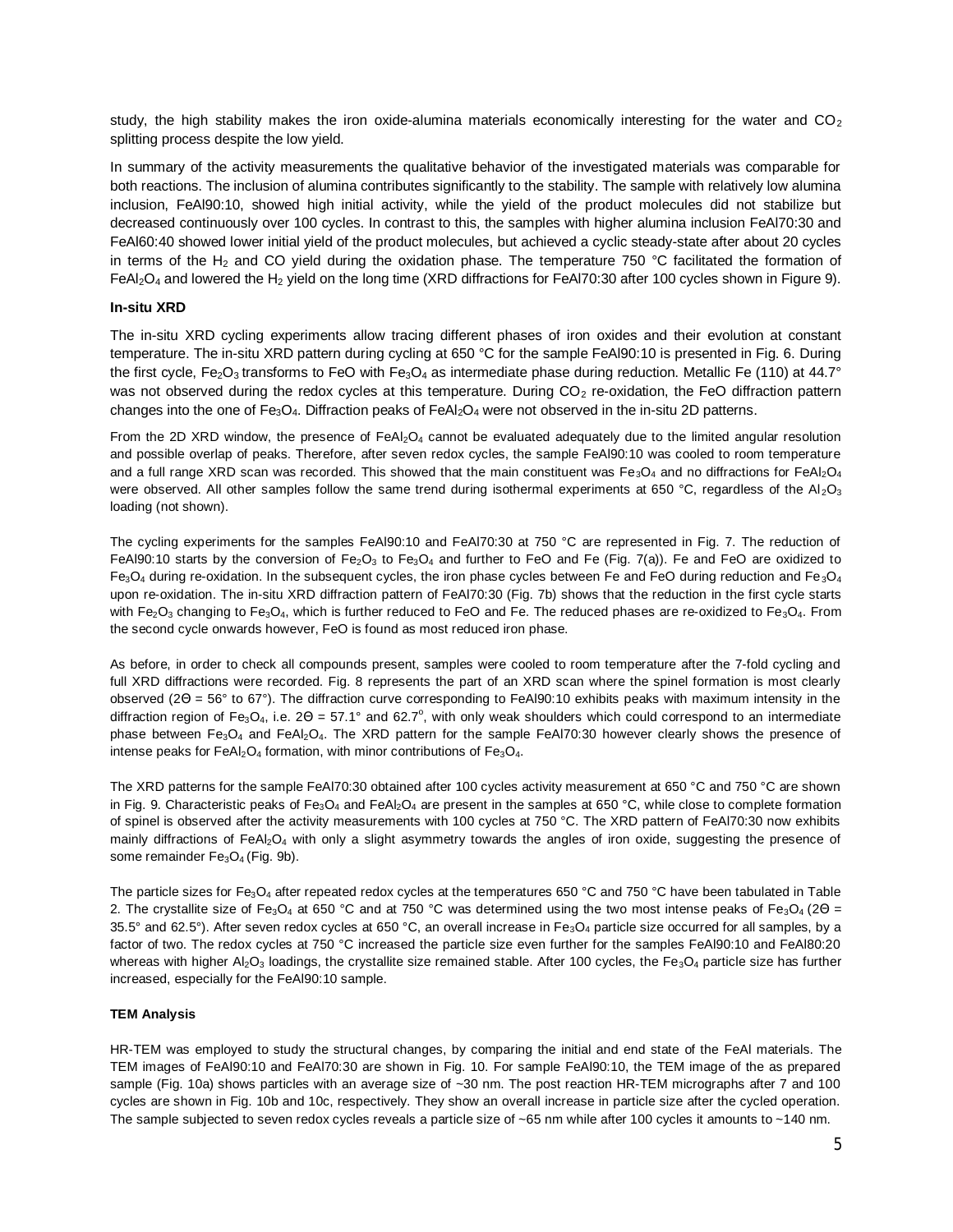study, the high stability makes the iron oxide-alumina materials economically interesting for the water and $CO_2$ splitting process despite the low yield.

In summary of the activity measurements the qualitative behavior of the investigated materials was comparable for both reactions. The inclusion of alumina contributes significantly to the stability. The sample with relatively low alumina inclusion, FeAl90:10, showed high initial activity, while the yield of the product molecules did not stabilize but decreased continuously over 100 cycles. In contrast to this, the samples with higher alumina inclusion FeAl70:30 and FeAl60:40 showed lower initial yield of the product molecules, but achieved a cyclic steady-state after about 20 cycles in terms of the $H_2$ and CO yield during the oxidation phase. The temperature 750 °C facilitated the formation of $FeAl_2O_4$ and lowered the $H_2$ yield on the long time (XRD diffractions for FeAl70:30 after 100 cycles shown in Figure 9).

**In-situ XRD**

The in-situ XRD cycling experiments allow tracing different phases of iron oxides and their evolution at constant temperature. The in-situ XRD pattern during cycling at 650 °C for the sample FeAl90:10 is presented in Fig. 6. During the first cycle, $Fe_2O_3$ transforms to FeO with $Fe_3O_4$ as intermediate phase during reduction. Metallic Fe (110) at 44.7° was not observed during the redox cycles at this temperature. During $CO_2$ re-oxidation, the FeO diffraction pattern changes into the one of $Fe_3O_4$. Diffraction peaks of $FeAl_2O_4$ were not observed in the in-situ 2D patterns.

From the 2D XRD window, the presence of $FeAl_2O_4$ cannot be evaluated adequately due to the limited angular resolution and possible overlap of peaks. Therefore, after seven redox cycles, the sample FeAl90:10 was cooled to room temperature and a full range XRD scan was recorded. This showed that the main constituent was $Fe_3O_4$ and no diffractions for $FeAl_2O_4$ were observed. All other samples follow the same trend during isothermal experiments at 650 °C, regardless of the $Al_2O_3$ loading (not shown).

The cycling experiments for the samples FeAl90:10 and FeAl70:30 at 750 °C are represented in Fig. 7. The reduction of FeAl90:10 starts by the conversion of $Fe_2O_3$ to $Fe_3O_4$ and further to FeO and Fe (Fig. 7(a)). Fe and FeO are oxidized to $Fe_3O_4$ during re-oxidation. In the subsequent cycles, the iron phase cycles between Fe and FeO during reduction and $Fe_3O_4$ upon re-oxidation. The in-situ XRD diffraction pattern of FeAl70:30 (Fig. 7b) shows that the reduction in the first cycle starts with $Fe_2O_3$ changing to $Fe_3O_4$, which is further reduced to FeO and Fe. The reduced phases are re-oxidized to $Fe_3O_4$. From the second cycle onwards however, FeO is found as most reduced iron phase.

As before, in order to check all compounds present, samples were cooled to room temperature after the 7-fold cycling and full XRD diffractions were recorded. Fig. 8 represents the part of an XRD scan where the spinel formation is most clearly observed (2Θ = 56° to 67°). The diffraction curve corresponding to FeAl90:10 exhibits peaks with maximum intensity in the diffraction region of $Fe_3O_4$, i.e. 2Θ = 57.1° and 62.7°, with only weak shoulders which could correspond to an intermediate phase between $Fe_3O_4$ and $FeAl_2O_4$. The XRD pattern for the sample FeAl70:30 however clearly shows the presence of intense peaks for $FeAl_2O_4$ formation, with minor contributions of $Fe_3O_4$.

The XRD patterns for the sample FeAl70:30 obtained after 100 cycles activity measurement at 650 °C and 750 °C are shown in Fig. 9. Characteristic peaks of $Fe_3O_4$ and $FeAl_2O_4$ are present in the samples at 650 °C, while close to complete formation of spinel is observed after the activity measurements with 100 cycles at 750 °C. The XRD pattern of FeAl70:30 now exhibits mainly diffractions of $FeAl_2O_4$ with only a slight asymmetry towards the angles of iron oxide, suggesting the presence of some remainder $Fe_3O_4$ (Fig. 9b).

The particle sizes for $Fe_3O_4$ after repeated redox cycles at the temperatures 650 °C and 750 °C have been tabulated in Table 2. The crystallite size of $Fe_3O_4$ at 650 °C and at 750 °C was determined using the two most intense peaks of $Fe_3O_4$ (2Θ = 35.5° and 62.5°). After seven redox cycles at 650 °C, an overall increase in $Fe_3O_4$ particle size occurred for all samples, by a factor of two. The redox cycles at 750 °C increased the particle size even further for the samples FeAl90:10 and FeAl80:20 whereas with higher $Al_2O_3$ loadings, the crystallite size remained stable. After 100 cycles, the $Fe_3O_4$ particle size has further increased, especially for the FeAl90:10 sample.

**TEM Analysis**

HR-TEM was employed to study the structural changes, by comparing the initial and end state of the FeAl materials. The TEM images of FeAl90:10 and FeAl70:30 are shown in Fig. 10. For sample FeAl90:10, the TEM image of the as prepared sample (Fig. 10a) shows particles with an average size of ~30 nm. The post reaction HR-TEM micrographs after 7 and 100 cycles are shown in Fig. 10b and 10c, respectively. They show an overall increase in particle size after the cycled operation. The sample subjected to seven redox cycles reveals a particle size of ~65 nm while after 100 cycles it amounts to ~140 nm.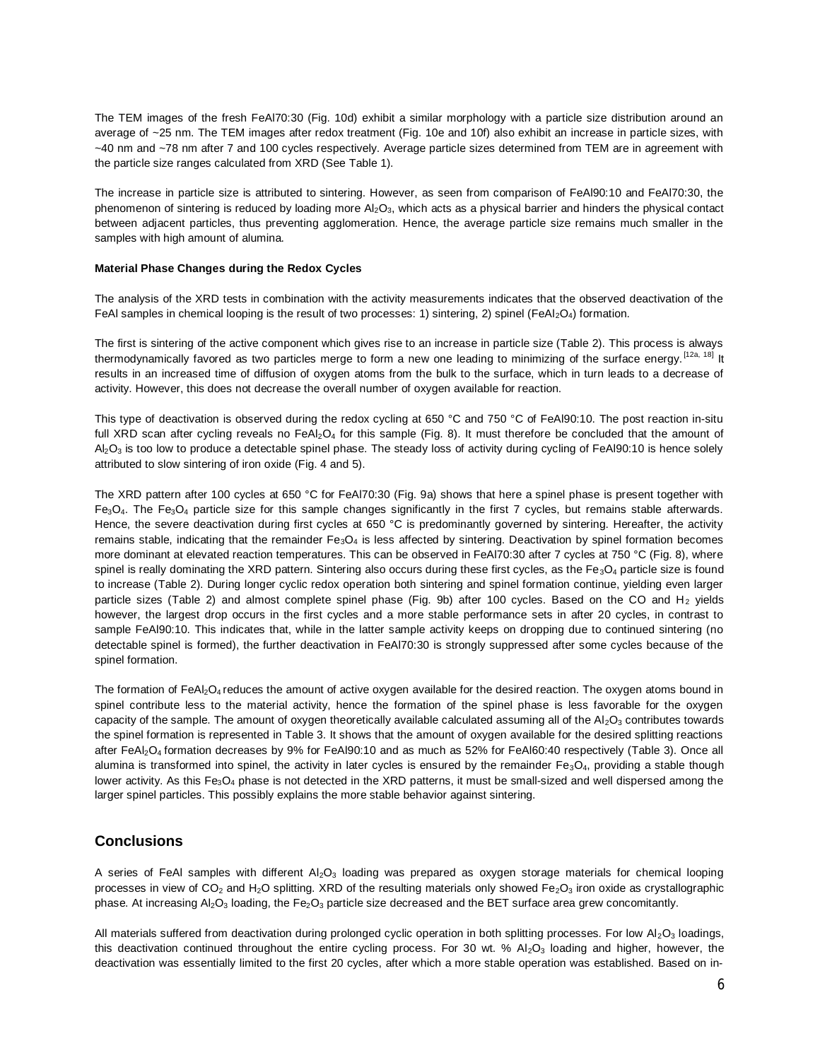The TEM images of the fresh FeAl70:30 (Fig. 10d) exhibit a similar morphology with a particle size distribution around an average of ~25 nm. The TEM images after redox treatment (Fig. 10e and 10f) also exhibit an increase in particle sizes, with ~40 nm and ~78 nm after 7 and 100 cycles respectively. Average particle sizes determined from TEM are in agreement with the particle size ranges calculated from XRD (See Table 1).

The increase in particle size is attributed to sintering. However, as seen from comparison of FeAl90:10 and FeAl70:30, the phenomenon of sintering is reduced by loading more $Al_2O_3$, which acts as a physical barrier and hinders the physical contact between adjacent particles, thus preventing agglomeration. Hence, the average particle size remains much smaller in the samples with high amount of alumina.

#### Material Phase Changes during the Redox Cycles

The analysis of the XRD tests in combination with the activity measurements indicates that the observed deactivation of the FeAl samples in chemical looping is the result of two processes: 1) sintering, 2) spinel ($FeAl_2O_4$) formation.

The first is sintering of the active component which gives rise to an increase in particle size (Table 2). This process is always thermodynamically favored as two particles merge to form a new one leading to minimizing of the surface energy.[12a, 18] It results in an increased time of diffusion of oxygen atoms from the bulk to the surface, which in turn leads to a decrease of activity. However, this does not decrease the overall number of oxygen available for reaction.

This type of deactivation is observed during the redox cycling at 650 °C and 750 °C of FeAl90:10. The post reaction in-situ full XRD scan after cycling reveals no $FeAl_2O_4$ for this sample (Fig. 8). It must therefore be concluded that the amount of $Al_2O_3$ is too low to produce a detectable spinel phase. The steady loss of activity during cycling of FeAl90:10 is hence solely attributed to slow sintering of iron oxide (Fig. 4 and 5).

The XRD pattern after 100 cycles at 650 °C for FeAl70:30 (Fig. 9a) shows that here a spinel phase is present together with $Fe_3O_4$. The $Fe_3O_4$ particle size for this sample changes significantly in the first 7 cycles, but remains stable afterwards. Hence, the severe deactivation during first cycles at 650 °C is predominantly governed by sintering. Hereafter, the activity remains stable, indicating that the remainder $Fe_3O_4$ is less affected by sintering. Deactivation by spinel formation becomes more dominant at elevated reaction temperatures. This can be observed in FeAl70:30 after 7 cycles at 750 °C (Fig. 8), where spinel is really dominating the XRD pattern. Sintering also occurs during these first cycles, as the $Fe_3O_4$ particle size is found to increase (Table 2). During longer cyclic redox operation both sintering and spinel formation continue, yielding even larger particle sizes (Table 2) and almost complete spinel phase (Fig. 9b) after 100 cycles. Based on the CO and $H_2$ yields however, the largest drop occurs in the first cycles and a more stable performance sets in after 20 cycles, in contrast to sample FeAl90:10. This indicates that, while in the latter sample activity keeps on dropping due to continued sintering (no detectable spinel is formed), the further deactivation in FeAl70:30 is strongly suppressed after some cycles because of the spinel formation.

The formation of $FeAl_2O_4$ reduces the amount of active oxygen available for the desired reaction. The oxygen atoms bound in spinel contribute less to the material activity, hence the formation of the spinel phase is less favorable for the oxygen capacity of the sample. The amount of oxygen theoretically available calculated assuming all of the $Al_2O_3$ contributes towards the spinel formation is represented in Table 3. It shows that the amount of oxygen available for the desired splitting reactions after $FeAl_2O_4$ formation decreases by 9% for FeAl90:10 and as much as 52% for FeAl60:40 respectively (Table 3). Once all alumina is transformed into spinel, the activity in later cycles is ensured by the remainder $Fe_3O_4$, providing a stable though lower activity. As this $Fe_3O_4$ phase is not detected in the XRD patterns, it must be small-sized and well dispersed among the larger spinel particles. This possibly explains the more stable behavior against sintering.

## Conclusions

A series of FeAl samples with different $Al_2O_3$ loading was prepared as oxygen storage materials for chemical looping processes in view of $CO_2$ and $H_2O$ splitting. XRD of the resulting materials only showed $Fe_2O_3$ iron oxide as crystallographic phase. At increasing $Al_2O_3$ loading, the $Fe_2O_3$ particle size decreased and the BET surface area grew concomitantly.

All materials suffered from deactivation during prolonged cyclic operation in both splitting processes. For low $Al_2O_3$ loadings, this deactivation continued throughout the entire cycling process. For 30 wt. % $Al_2O_3$ loading and higher, however, the deactivation was essentially limited to the first 20 cycles, after which a more stable operation was established. Based on in-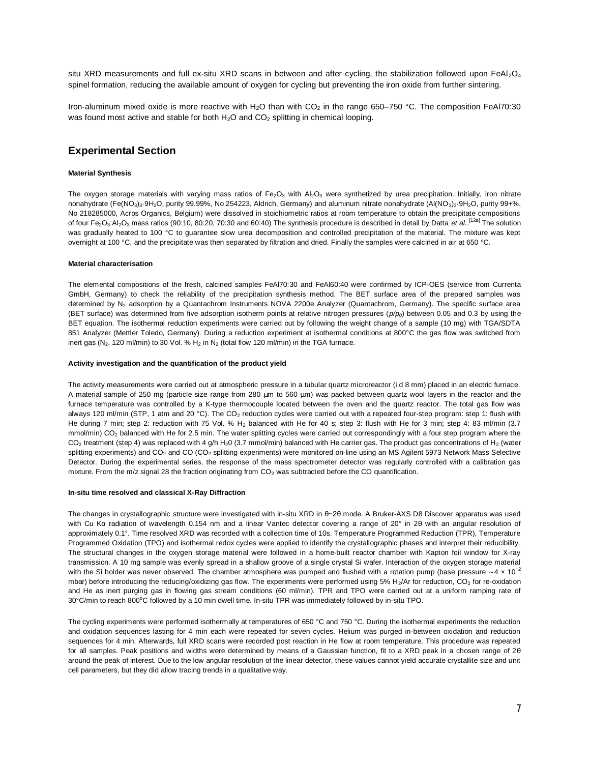situ XRD measurements and full ex-situ XRD scans in between and after cycling, the stabilization followed upon $FeAl_2O_4$ spinel formation, reducing the available amount of oxygen for cycling but preventing the iron oxide from further sintering.

Iron-aluminum mixed oxide is more reactive with $H_2O$ than with $CO_2$ in the range 650–750 °C. The composition FeAl70:30 was found most active and stable for both $H_2O$ and $CO_2$ splitting in chemical looping.

## Experimental Section

#### Material Synthesis

The oxygen storage materials with varying mass ratios of $Fe_2O_3$ with $Al_2O_3$ were synthetized by urea precipitation. Initially, iron nitrate nonahydrate ($Fe(NO_3)_3{\cdot}9H_2O$, purity 99.99%, No 254223, Aldrich, Germany) and aluminum nitrate nonahydrate ($Al(NO_3)_3{\cdot}9H_2O$, purity 99+%, No 218285000, Acros Organics, Belgium) were dissolved in stoichiometric ratios at room temperature to obtain the precipitate compositions of four $Fe_2O_3$:$Al_2O_3$ mass ratios (90:10, 80:20, 70:30 and 60:40) The synthesis procedure is described in detail by Datta *et al.*.[12a] The solution was gradually heated to 100 °C to guarantee slow urea decomposition and controlled precipitation of the material. The mixture was kept overnight at 100 °C, and the precipitate was then separated by filtration and dried. Finally the samples were calcined in air at 650 °C.

#### Material characterisation

The elemental compositions of the fresh, calcined samples FeAl70:30 and FeAl60:40 were confirmed by ICP-OES (service from Currenta GmbH, Germany) to check the reliability of the precipitation synthesis method. The BET surface area of the prepared samples was determined by $N_2$ adsorption by a Quantachrom Instruments NOVA 2200e Analyzer (Quantachrom, Germany). The specific surface area (BET surface) was determined from five adsorption isotherm points at relative nitrogen pressures ($p/p_0$) between 0.05 and 0.3 by using the BET equation. The isothermal reduction experiments were carried out by following the weight change of a sample (10 mg) with TGA/SDTA 851 Analyzer (Mettler Toledo, Germany). During a reduction experiment at isothermal conditions at 800°C the gas flow was switched from inert gas ($N_2$, 120 ml/min) to 30 Vol. % $H_2$ in $N_2$ (total flow 120 ml/min) in the TGA furnace.

#### Activity investigation and the quantification of the product yield

The activity measurements were carried out at atmospheric pressure in a tubular quartz microreactor (i.d 8 mm) placed in an electric furnace. A material sample of 250 mg (particle size range from 280 µm to 560 µm) was packed between quartz wool layers in the reactor and the furnace temperature was controlled by a K-type thermocouple located between the oven and the quartz reactor. The total gas flow was always 120 ml/min (STP, 1 atm and 20 °C). The $CO_2$ reduction cycles were carried out with a repeated four-step program: step 1: flush with He during 7 min; step 2: reduction with 75 Vol. % $H_2$ balanced with He for 40 s; step 3: flush with He for 3 min; step 4: 83 ml/min (3.7 mmol/min) $CO_2$ balanced with He for 2.5 min. The water splitting cycles were carried out correspondingly with a four step program where the $CO_2$ treatment (step 4) was replaced with 4 g/h $H_2$0 (3.7 mmol/min) balanced with He carrier gas. The product gas concentrations of $H_2$ (water splitting experiments) and $CO_2$ and CO ($CO_2$ splitting experiments) were monitored on-line using an MS Agilent 5973 Network Mass Selective Detector. During the experimental series, the response of the mass spectrometer detector was regularly controlled with a calibration gas mixture. From the m/z signal 28 the fraction originating from $CO_2$ was subtracted before the CO quantification.

#### In-situ time resolved and classical X-Ray Diffraction

The changes in crystallographic structure were investigated with in-situ XRD in θ−2θ mode. A Bruker-AXS D8 Discover apparatus was used with Cu Kα radiation of wavelength 0.154 nm and a linear Vantec detector covering a range of 20° in 2θ with an angular resolution of approximately 0.1°. Time resolved XRD was recorded with a collection time of 10s. Temperature Programmed Reduction (TPR), Temperature Programmed Oxidation (TPO) and isothermal redox cycles were applied to identify the crystallographic phases and interpret their reducibility. The structural changes in the oxygen storage material were followed in a home-built reactor chamber with Kapton foil window for X-ray transmission. A 10 mg sample was evenly spread in a shallow groove of a single crystal Si wafer. Interaction of the oxygen storage material with the Si holder was never observed. The chamber atmosphere was pumped and flushed with a rotation pump (base pressure ~$4 \times 10^{-2}$ mbar) before introducing the reducing/oxidizing gas flow. The experiments were performed using 5% $H_2$/Ar for reduction, $CO_2$ for re-oxidation and He as inert purging gas in flowing gas stream conditions (60 ml/min). TPR and TPO were carried out at a uniform ramping rate of 30°C/min to reach 800°C followed by a 10 min dwell time. In-situ TPR was immediately followed by in-situ TPO.

The cycling experiments were performed isothermally at temperatures of 650 °C and 750 °C. During the isothermal experiments the reduction and oxidation sequences lasting for 4 min each were repeated for seven cycles. Helium was purged in-between oxidation and reduction sequences for 4 min. Afterwards, full XRD scans were recorded post reaction in He flow at room temperature. This procedure was repeated for all samples. Peak positions and widths were determined by means of a Gaussian function, fit to a XRD peak in a chosen range of 2θ around the peak of interest. Due to the low angular resolution of the linear detector, these values cannot yield accurate crystallite size and unit cell parameters, but they did allow tracing trends in a qualitative way.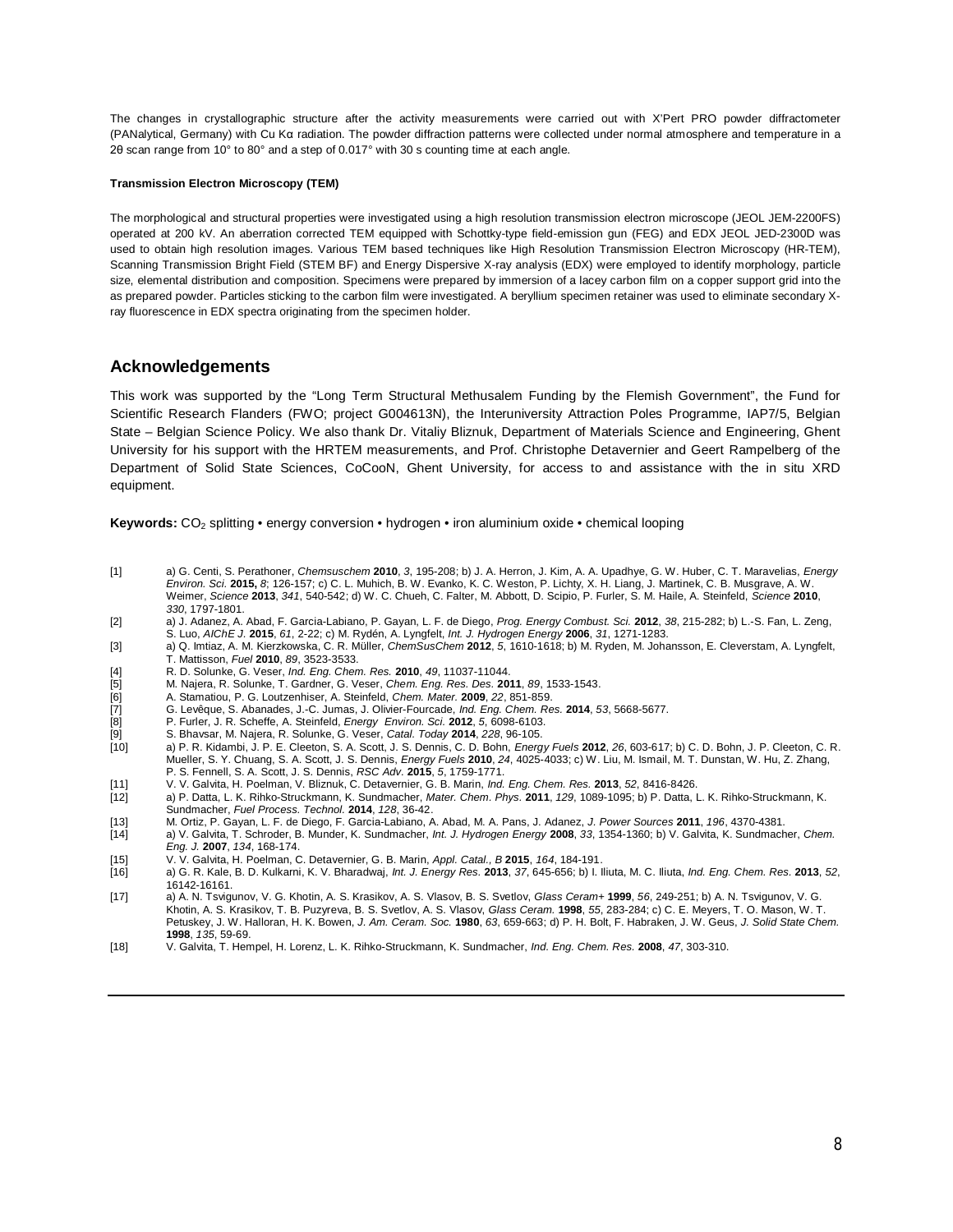The changes in crystallographic structure after the activity measurements were carried out with X'Pert PRO powder diffractometer (PANalytical, Germany) with Cu Kα radiation. The powder diffraction patterns were collected under normal atmosphere and temperature in a 2θ scan range from 10° to 80° and a step of 0.017° with 30 s counting time at each angle.

#### Transmission Electron Microscopy (TEM)

The morphological and structural properties were investigated using a high resolution transmission electron microscope (JEOL JEM-2200FS) operated at 200 kV. An aberration corrected TEM equipped with Schottky-type field-emission gun (FEG) and EDX JEOL JED-2300D was used to obtain high resolution images. Various TEM based techniques like High Resolution Transmission Electron Microscopy (HR-TEM), Scanning Transmission Bright Field (STEM BF) and Energy Dispersive X-ray analysis (EDX) were employed to identify morphology, particle size, elemental distribution and composition. Specimens were prepared by immersion of a lacey carbon film on a copper support grid into the as prepared powder. Particles sticking to the carbon film were investigated. A beryllium specimen retainer was used to eliminate secondary X-ray fluorescence in EDX spectra originating from the specimen holder.

## Acknowledgements

This work was supported by the "Long Term Structural Methusalem Funding by the Flemish Government", the Fund for Scientific Research Flanders (FWO; project G004613N), the Interuniversity Attraction Poles Programme, IAP7/5, Belgian State – Belgian Science Policy. We also thank Dr. Vitaliy Bliznuk, Department of Materials Science and Engineering, Ghent University for his support with the HRTEM measurements, and Prof. Christophe Detavernier and Geert Rampelberg of the Department of Solid State Sciences, CoCooN, Ghent University, for access to and assistance with the in situ XRD equipment.

**Keywords:** $CO_2$ splitting • energy conversion • hydrogen • iron aluminium oxide • chemical looping

[1] a) G. Centi, S. Perathoner, *Chemsuschem* **2010**, *3*, 195-208; b) J. A. Herron, J. Kim, A. A. Upadhye, G. W. Huber, C. T. Maravelias, *Energy Environ. Sci.* **2015,** *8*; 126-157; c) C. L. Muhich, B. W. Evanko, K. C. Weston, P. Lichty, X. H. Liang, J. Martinek, C. B. Musgrave, A. W. Weimer, *Science* **2013**, *341*, 540-542; d) W. C. Chueh, C. Falter, M. Abbott, D. Scipio, P. Furler, S. M. Haile, A. Steinfeld, *Science* **2010**, *330*, 1797-1801.

[2] a) J. Adanez, A. Abad, F. Garcia-Labiano, P. Gayan, L. F. de Diego, *Prog. Energy Combust. Sci.* **2012**, *38*, 215-282; b) L.-S. Fan, L. Zeng, S. Luo, *AIChE J.* **2015**, *61*, 2-22; c) M. Rydén, A. Lyngfelt, *Int. J. Hydrogen Energy* **2006**, *31*, 1271-1283.

[3] a) Q. Imtiaz, A. M. Kierzkowska, C. R. Müller, *ChemSusChem* **2012**, *5*, 1610-1618; b) M. Ryden, M. Johansson, E. Cleverstam, A. Lyngfelt, T. Mattisson, *Fuel* **2010**, *89*, 3523-3533.

[4] R. D. Solunke, G. Veser, *Ind. Eng. Chem. Res.* **2010**, *49*, 11037-11044.

[5] M. Najera, R. Solunke, T. Gardner, G. Veser, *Chem. Eng. Res. Des.* **2011**, *89*, 1533-1543.

[6] A. Stamatiou, P. G. Loutzenhiser, A. Steinfeld, *Chem. Mater.* **2009**, *22*, 851-859.

[7] G. Levêque, S. Abanades, J.-C. Jumas, J. Olivier-Fourcade, *Ind. Eng. Chem. Res.* **2014**, *53*, 5668-5677.

[8] P. Furler, J. R. Scheffe, A. Steinfeld, *Energy Environ. Sci.* **2012**, *5*, 6098-6103.

[9] S. Bhavsar, M. Najera, R. Solunke, G. Veser, *Catal. Today* **2014**, *228*, 96-105.

[10] a) P. R. Kidambi, J. P. E. Cleeton, S. A. Scott, J. S. Dennis, C. D. Bohn, *Energy Fuels* **2012**, *26*, 603-617; b) C. D. Bohn, J. P. Cleeton, C. R. Mueller, S. Y. Chuang, S. A. Scott, J. S. Dennis, *Energy Fuels* **2010**, *24*, 4025-4033; c) W. Liu, M. Ismail, M. T. Dunstan, W. Hu, Z. Zhang, P. S. Fennell, S. A. Scott, J. S. Dennis, *RSC Adv.* **2015**, *5*, 1759-1771.

[11] V. V. Galvita, H. Poelman, V. Bliznuk, C. Detavernier, G. B. Marin, *Ind. Eng. Chem. Res.* **2013**, *52*, 8416-8426.

[12] a) P. Datta, L. K. Rihko-Struckmann, K. Sundmacher, *Mater. Chem. Phys.* **2011**, *129*, 1089-1095; b) P. Datta, L. K. Rihko-Struckmann, K. Sundmacher, *Fuel Process. Technol.* **2014**, *128*, 36-42.

[13] M. Ortiz, P. Gayan, L. F. de Diego, F. Garcia-Labiano, A. Abad, M. A. Pans, J. Adanez, *J. Power Sources* **2011**, *196*, 4370-4381.

[14] a) V. Galvita, T. Schroder, B. Munder, K. Sundmacher, *Int. J. Hydrogen Energy* **2008**, *33*, 1354-1360; b) V. Galvita, K. Sundmacher, *Chem. Eng. J.* **2007**, *134*, 168-174.

[15] V. V. Galvita, H. Poelman, C. Detavernier, G. B. Marin, *Appl. Catal., B* **2015**, *164*, 184-191.

[16] a) G. R. Kale, B. D. Kulkarni, K. V. Bharadwaj, *Int. J. Energy Res.* **2013**, *37*, 645-656; b) I. Iliuta, M. C. Iliuta, *Ind. Eng. Chem. Res.* **2013**, *52*, 16142-16161.

[17] a) A. N. Tsvigunov, V. G. Khotin, A. S. Krasikov, A. S. Vlasov, B. S. Svetlov, *Glass Ceram+* **1999**, *56*, 249-251; b) A. N. Tsvigunov, V. G. Khotin, A. S. Krasikov, T. B. Puzyreva, B. S. Svetlov, A. S. Vlasov, *Glass Ceram.* **1998**, *55*, 283-284; c) C. E. Meyers, T. O. Mason, W. T. Petuskey, J. W. Halloran, H. K. Bowen, *J. Am. Ceram. Soc.* **1980**, *63*, 659-663; d) P. H. Bolt, F. Habraken, J. W. Geus, *J. Solid State Chem.* **1998**, *135*, 59-69.

[18] V. Galvita, T. Hempel, H. Lorenz, L. K. Rihko-Struckmann, K. Sundmacher, *Ind. Eng. Chem. Res.* **2008**, *47*, 303-310.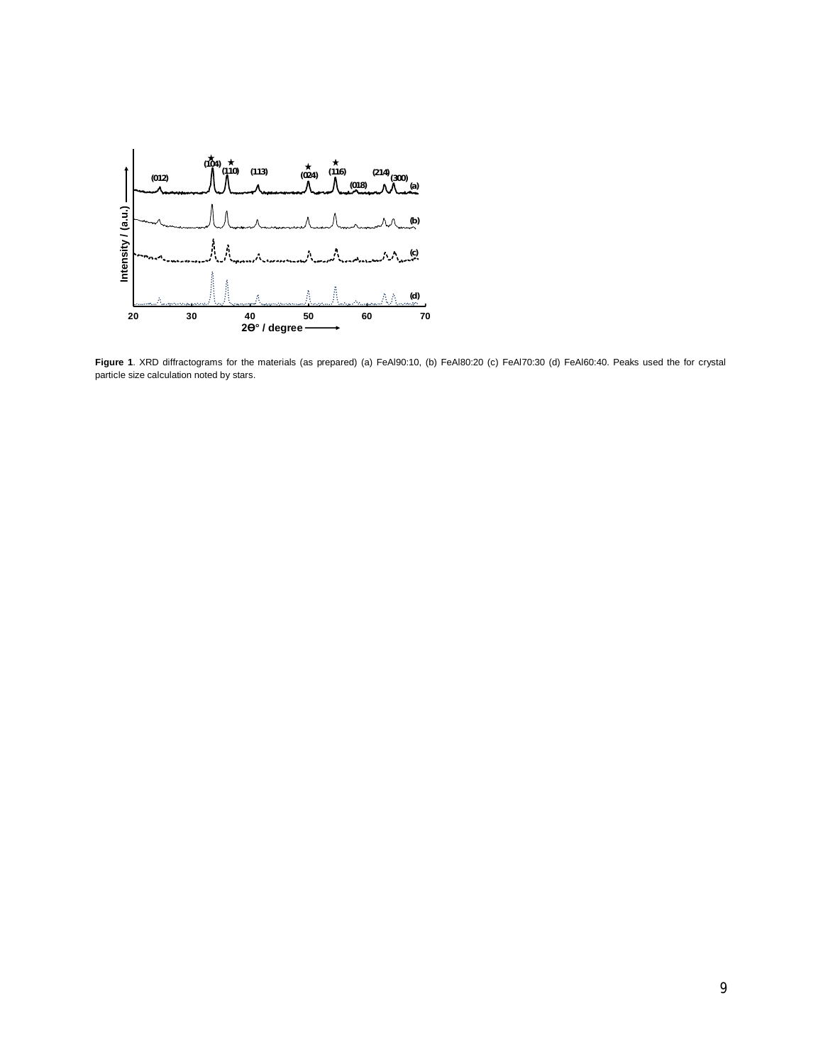**Figure 1**. XRD diffractograms for the materials (as prepared) (a) FeAl90:10, (b) FeAl80:20 (c) FeAl70:30 (d) FeAl60:40. Peaks used the for crystal particle size calculation noted by stars.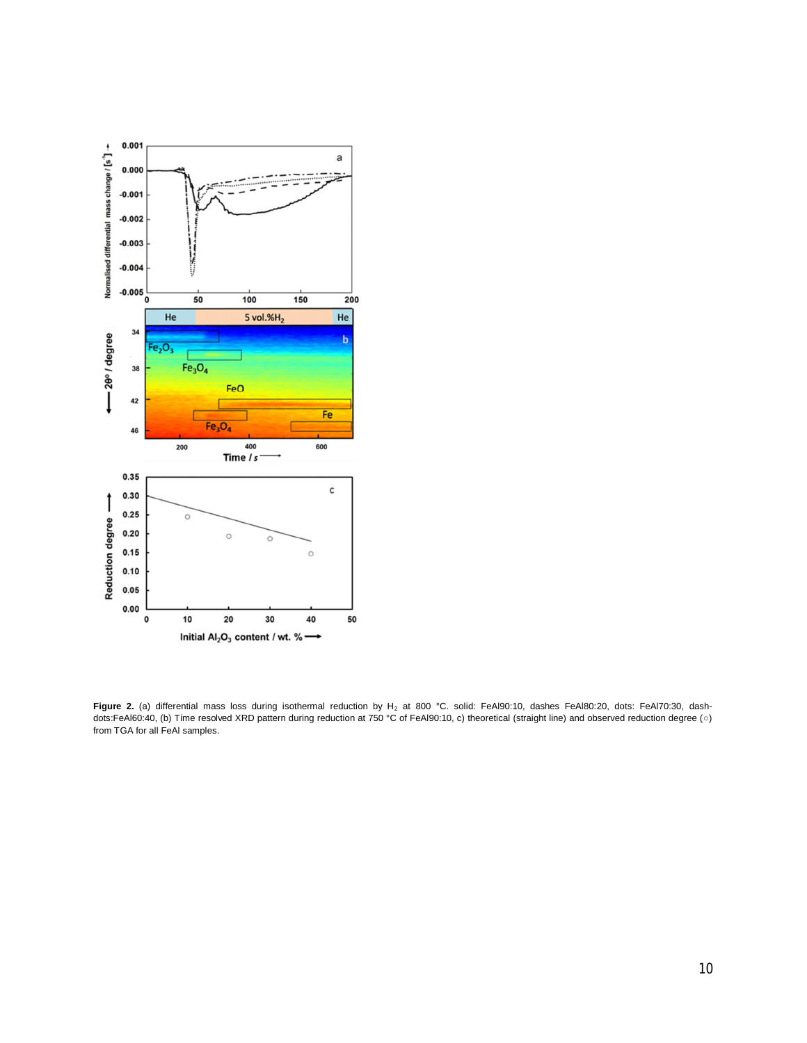**Figure 2.** (a) differential mass loss during isothermal reduction by $H_2$ at 800 °C. solid: FeAl90:10, dashes FeAl80:20, dots: FeAl70:30, dash-dots:FeAl60:40, (b) Time resolved XRD pattern during reduction at 750 °C of FeAl90:10, c) theoretical (straight line) and observed reduction degree (○) from TGA for all FeAl samples.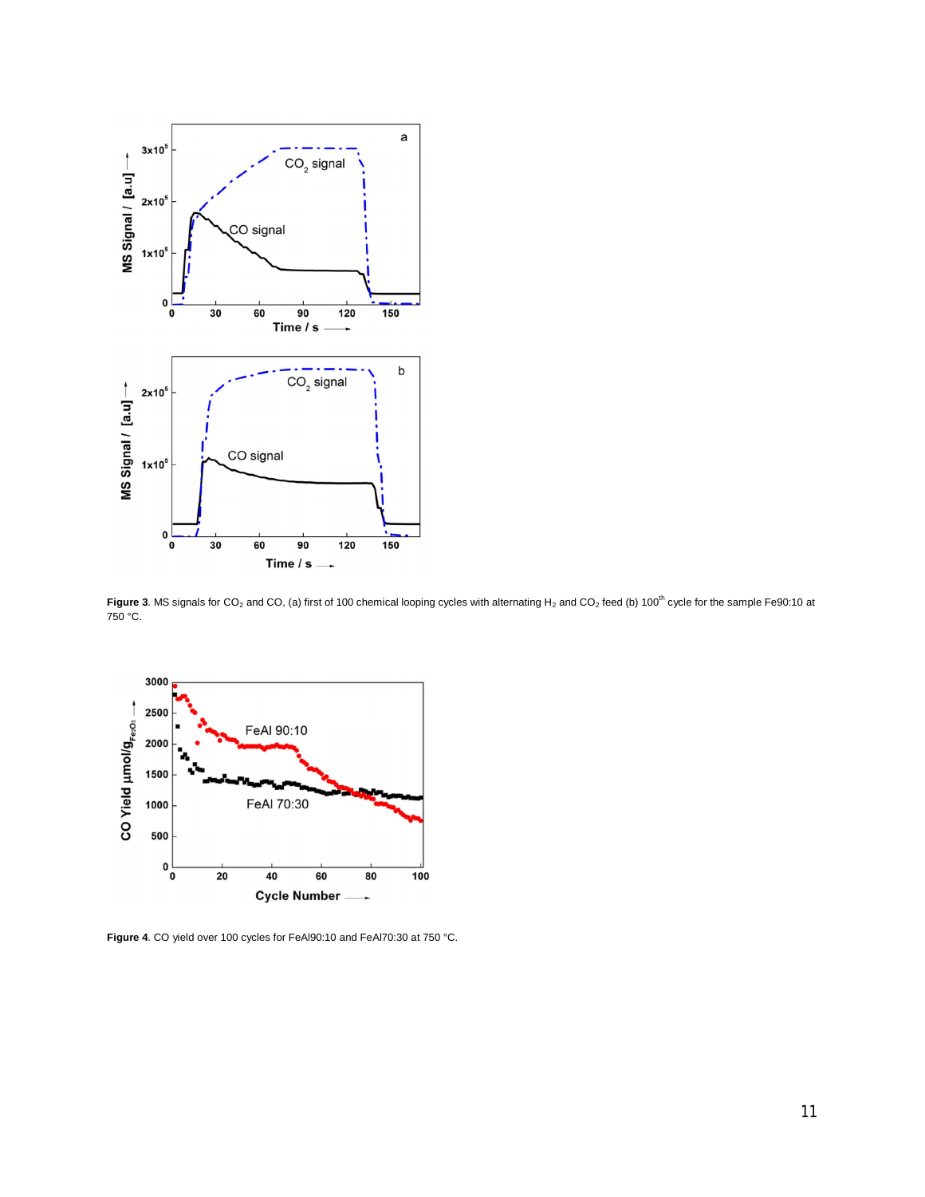**Figure 3**. MS signals for $CO_2$ and CO, (a) first of 100 chemical looping cycles with alternating $H_2$ and $CO_2$ feed (b) $100^{th}$ cycle for the sample Fe90:10 at 750 °C.

**Figure 4**. CO yield over 100 cycles for FeAl90:10 and FeAl70:30 at 750 °C.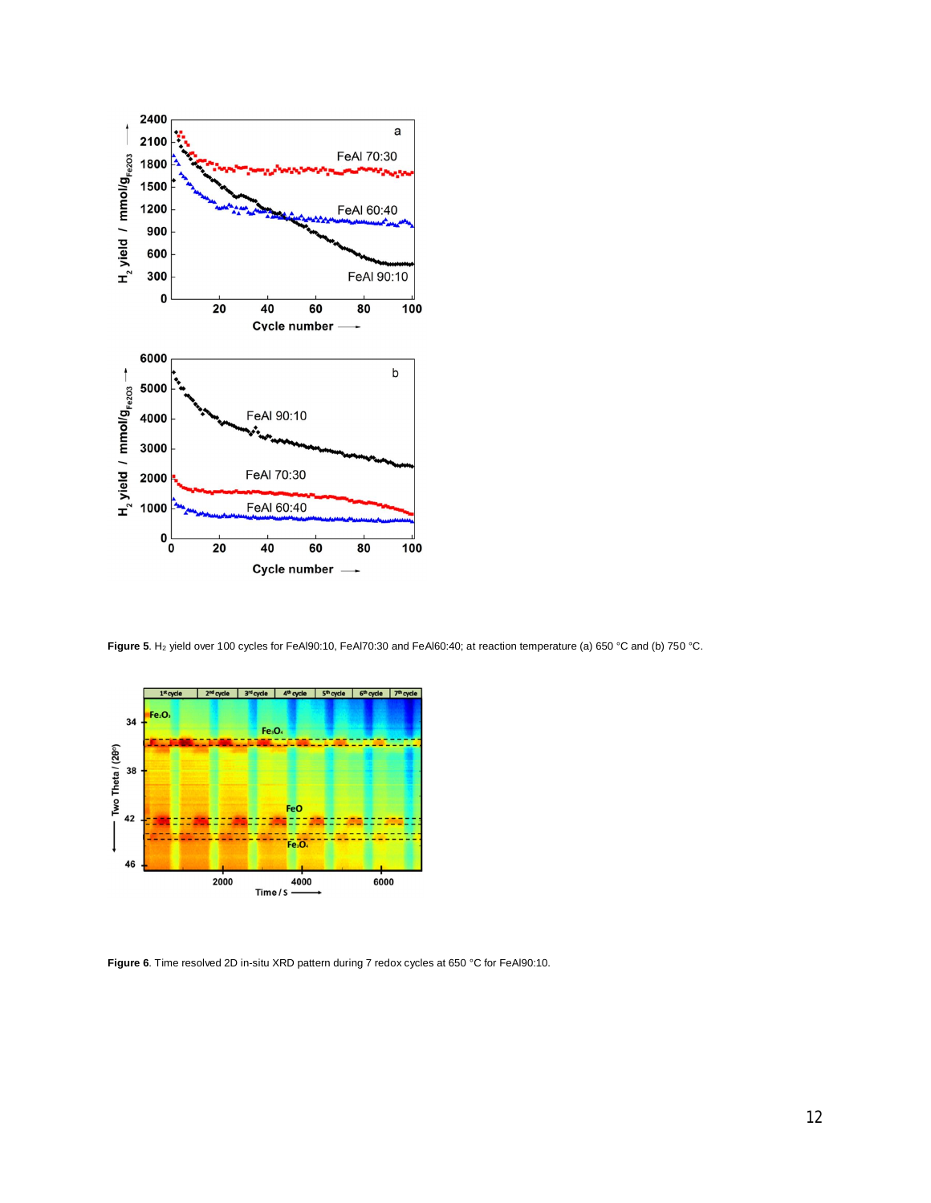**Figure 5**. $H_2$ yield over 100 cycles for FeAl90:10, FeAl70:30 and FeAl60:40; at reaction temperature (a) 650 °C and (b) 750 °C.

**Figure 6**. Time resolved 2D in-situ XRD pattern during 7 redox cycles at 650 °C for FeAl90:10.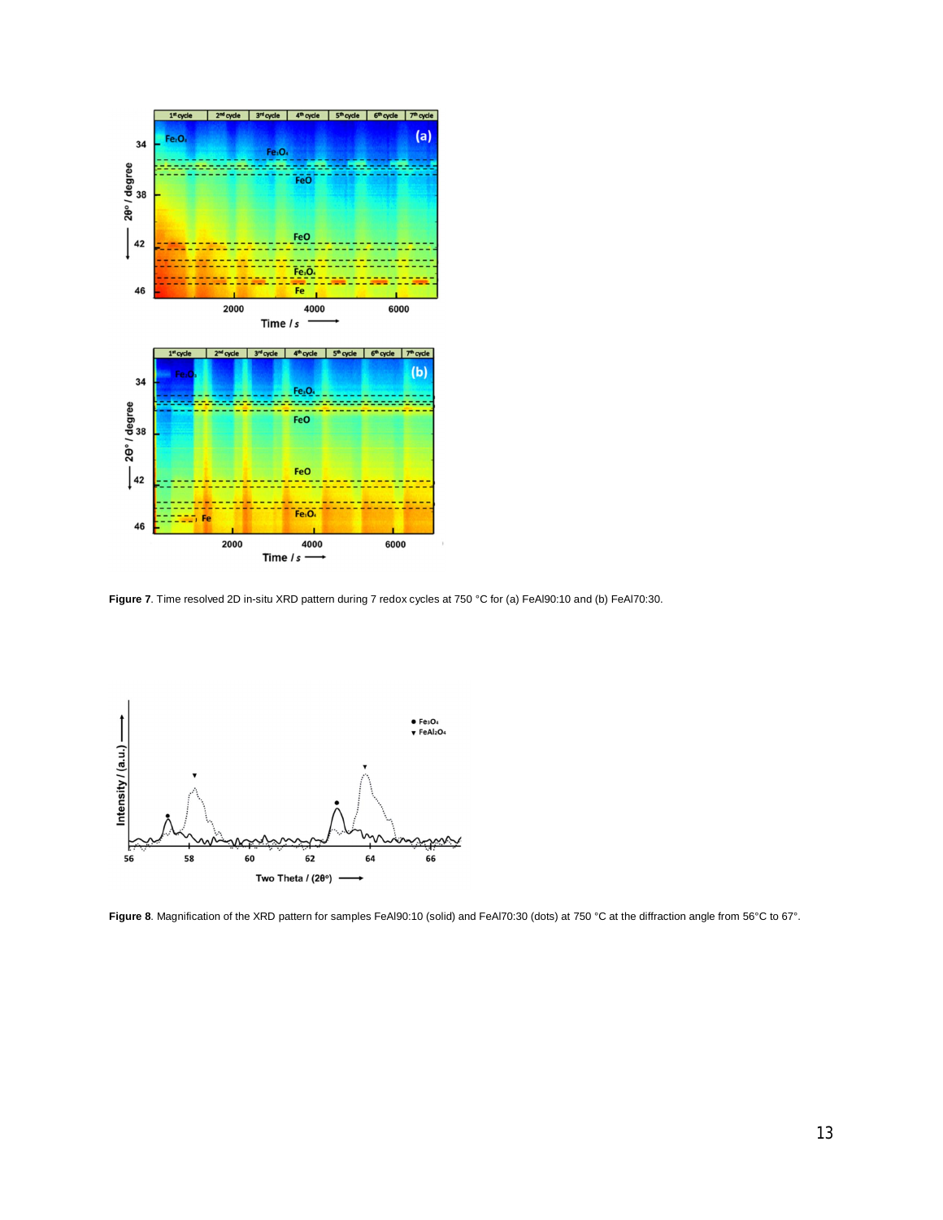**Figure 7**. Time resolved 2D in-situ XRD pattern during 7 redox cycles at 750 °C for (a) FeAl90:10 and (b) FeAl70:30.

**Figure 8**. Magnification of the XRD pattern for samples FeAl90:10 (solid) and FeAl70:30 (dots) at 750 °C at the diffraction angle from 56°C to 67°.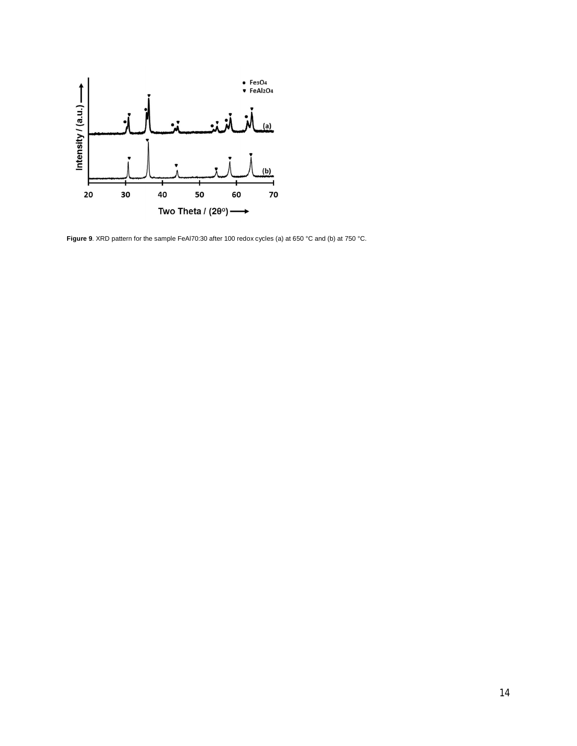**Figure 9**. XRD pattern for the sample FeAl70:30 after 100 redox cycles (a) at 650 °C and (b) at 750 °C.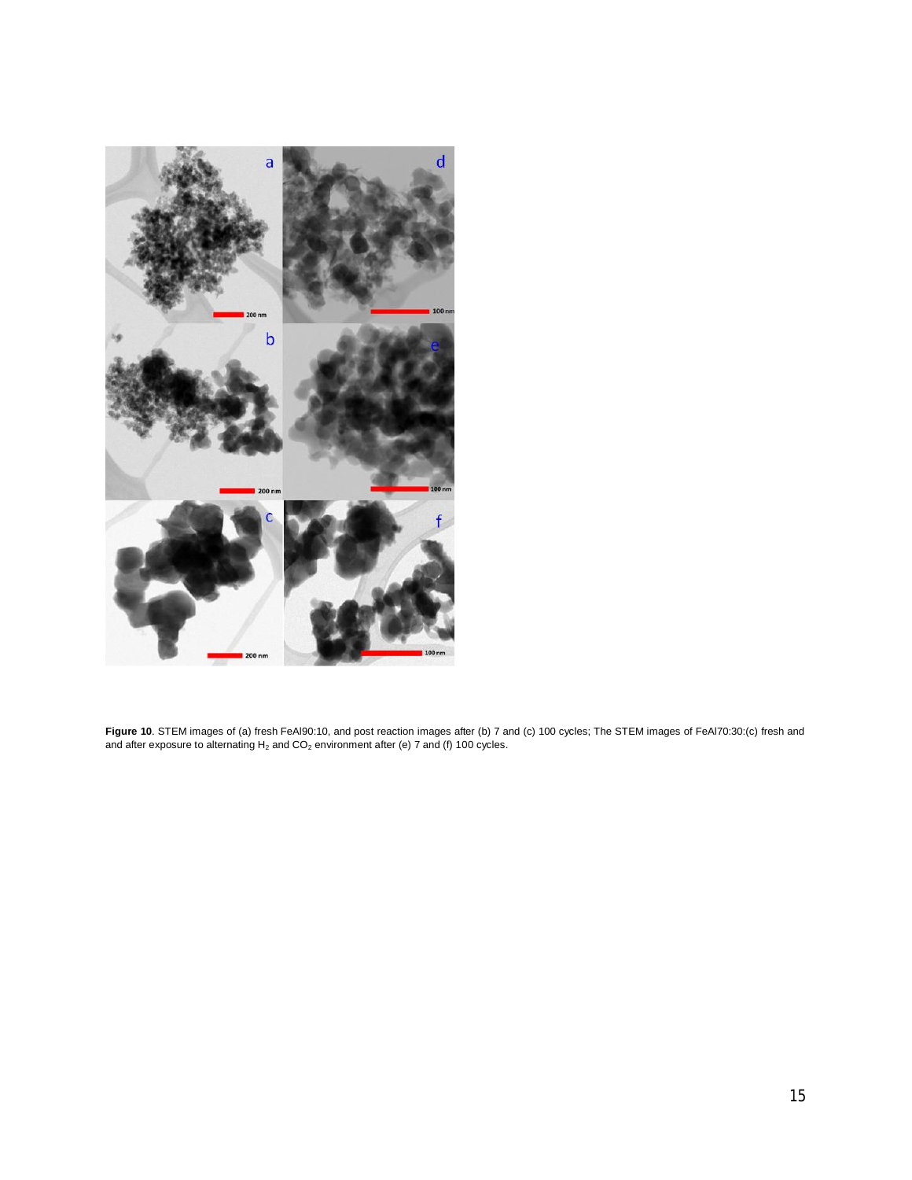**Figure 10**. STEM images of (a) fresh FeAl90:10, and post reaction images after (b) 7 and (c) 100 cycles; The STEM images of FeAl70:30:(c) fresh and and after exposure to alternating $H_2$ and $CO_2$ environment after (e) 7 and (f) 100 cycles.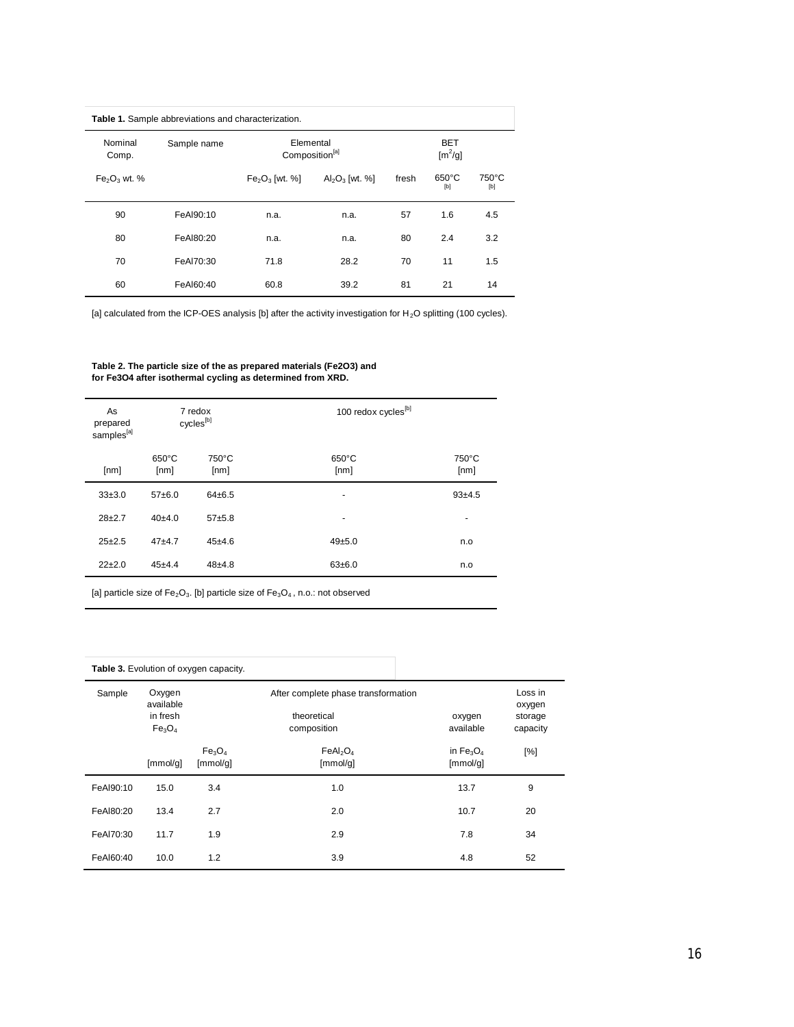**Table 1.** Sample abbreviations and characterization.

| Nominal Comp. | Sample name | Elemental Composition[a] | | BET $[m^2/g]$ | | |
|---|---|---|---|---|---|---|
| $Fe_2O_3$ wt. % | | $Fe_2O_3$ [wt. %] | $Al_2O_3$ [wt. %] | fresh | 650°C [b] | 750°C [b] |
| 90 | FeAl90:10 | n.a. | n.a. | 57 | 1.6 | 4.5 |
| 80 | FeAl80:20 | n.a. | n.a. | 80 | 2.4 | 3.2 |
| 70 | FeAl70:30 | 71.8 | 28.2 | 70 | 11 | 1.5 |
| 60 | FeAl60:40 | 60.8 | 39.2 | 81 | 21 | 14 |

[a] calculated from the ICP-OES analysis [b] after the activity investigation for $H_2O$ splitting (100 cycles).

**Table 2. The particle size of the as prepared materials (Fe2O3) and for Fe3O4 after isothermal cycling as determined from XRD.**

| As prepared samples[a] | 7 redox cycles[b] | | 100 redox cycles[b] | |
|---|---|---|---|---|
| [nm] | 650°C [nm] | 750°C [nm] | 650°C [nm] | 750°C [nm] |
| 33±3.0 | 57±6.0 | 64±6.5 | - | 93±4.5 |
| 28±2.7 | 40±4.0 | 57±5.8 | - | - |
| 25±2.5 | 47±4.7 | 45±4.6 | 49±5.0 | n.o |
| 22±2.0 | 45±4.4 | 48±4.8 | 63±6.0 | n.o |

[a] particle size of $Fe_2O_3$. [b] particle size of $Fe_3O_4$, n.o.: not observed

**Table 3.** Evolution of oxygen capacity.

| Sample | Oxygen available in fresh $Fe_3O_4$ | After complete phase transformation | | | Loss in oxygen storage capacity |
|---|---|---|---|---|---|
| | | | theoretical composition | oxygen available | |
| | [mmol/g] | $Fe_3O_4$ [mmol/g] | $FeAl_2O_4$ [mmol/g] | in $Fe_3O_4$ [mmol/g] | [%] |
| FeAl90:10 | 15.0 | 3.4 | 1.0 | 13.7 | 9 |
| FeAl80:20 | 13.4 | 2.7 | 2.0 | 10.7 | 20 |
| FeAl70:30 | 11.7 | 1.9 | 2.9 | 7.8 | 34 |
| FeAl60:40 | 10.0 | 1.2 | 3.9 | 4.8 | 52 |